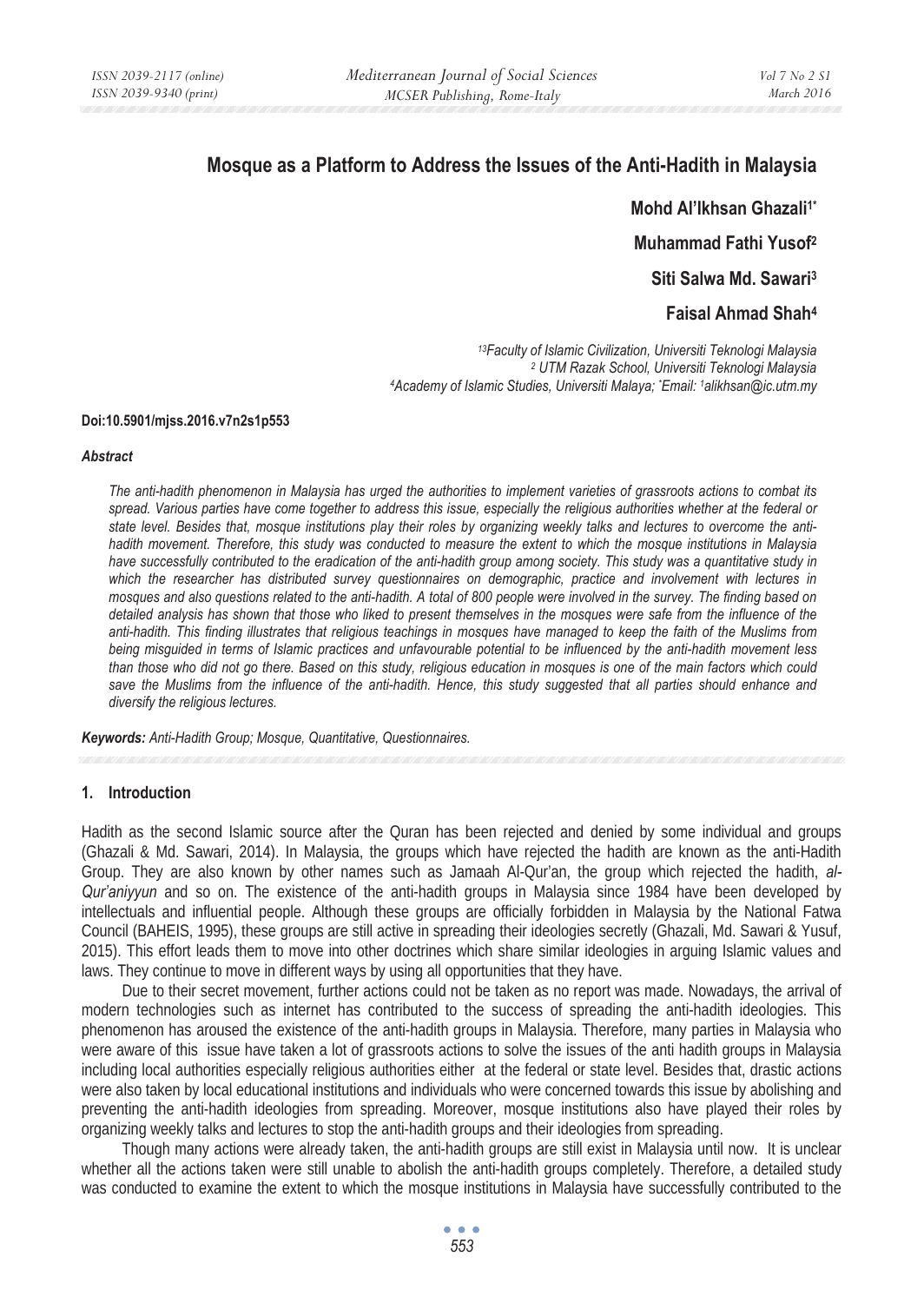# Mosque as a Platform to Address the Issues of the Anti-Hadith in Malaysia

**Mohd Al'Ikhsan Ghazali[1*]**

**Muhammad Fathi Yusof[2]**

**Siti Salwa Md. Sawari[3]**

**Faisal Ahmad Shah[4]**

*[13]Faculty of Islamic Civilization, Universiti Teknologi Malaysia*
*[2] UTM Razak School, Universiti Teknologi Malaysia*
*[4]Academy of Islamic Studies, Universiti Malaya; [*]Email: [1]alikhsan@ic.utm.my*

**Doi:10.5901/mjss.2016.v7n2s1p553**

### *Abstract*

*The anti-hadith phenomenon in Malaysia has urged the authorities to implement varieties of grassroots actions to combat its spread. Various parties have come together to address this issue, especially the religious authorities whether at the federal or state level. Besides that, mosque institutions play their roles by organizing weekly talks and lectures to overcome the anti-hadith movement. Therefore, this study was conducted to measure the extent to which the mosque institutions in Malaysia have successfully contributed to the eradication of the anti-hadith group among society. This study was a quantitative study in which the researcher has distributed survey questionnaires on demographic, practice and involvement with lectures in mosques and also questions related to the anti-hadith. A total of 800 people were involved in the survey. The finding based on detailed analysis has shown that those who liked to present themselves in the mosques were safe from the influence of the anti-hadith. This finding illustrates that religious teachings in mosques have managed to keep the faith of the Muslims from being misguided in terms of Islamic practices and unfavourable potential to be influenced by the anti-hadith movement less than those who did not go there. Based on this study, religious education in mosques is one of the main factors which could save the Muslims from the influence of the anti-hadith. Hence, this study suggested that all parties should enhance and diversify the religious lectures.*

***Keywords:** Anti-Hadith Group; Mosque, Quantitative, Questionnaires.*

## 1. Introduction

Hadith as the second Islamic source after the Quran has been rejected and denied by some individual and groups (Ghazali & Md. Sawari, 2014). In Malaysia, the groups which have rejected the hadith are known as the anti-Hadith Group. They are also known by other names such as Jamaah Al-Qur'an, the group which rejected the hadith, *al-Qur'aniyyun* and so on. The existence of the anti-hadith groups in Malaysia since 1984 have been developed by intellectuals and influential people. Although these groups are officially forbidden in Malaysia by the National Fatwa Council (BAHEIS, 1995), these groups are still active in spreading their ideologies secretly (Ghazali, Md. Sawari & Yusuf, 2015). This effort leads them to move into other doctrines which share similar ideologies in arguing Islamic values and laws. They continue to move in different ways by using all opportunities that they have.

Due to their secret movement, further actions could not be taken as no report was made. Nowadays, the arrival of modern technologies such as internet has contributed to the success of spreading the anti-hadith ideologies. This phenomenon has aroused the existence of a lot of the anti-hadith groups in Malaysia. Therefore, many parties in Malaysia who were aware of this issue have taken a lot of grassroots actions to solve the issues of the anti hadith groups in Malaysia including local authorities especially religious authorities either at the federal or state level. Besides that, drastic actions were also taken by local educational institutions and individuals who were concerned towards this issue by abolishing and preventing the anti-hadith ideologies from spreading. Moreover, mosque institutions also have played their roles by organizing weekly talks and lectures to stop the anti-hadith groups and their ideologies from spreading.

Though many actions were already taken, the anti-hadith groups are still exist in Malaysia until now. It is unclear whether all the actions taken were still unable to abolish the anti-hadith groups completely. Therefore, a detailed study was conducted to examine the extent to which the mosque institutions in Malaysia have successfully contributed to the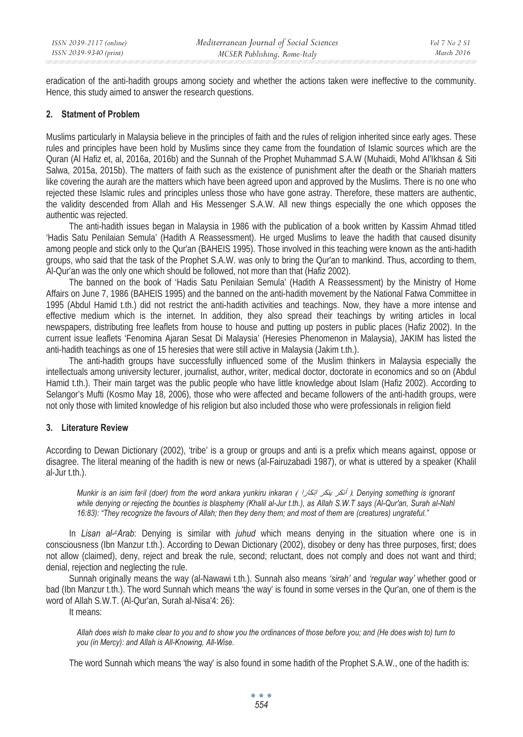eradication of the anti-hadith groups among society and whether the actions taken were ineffective to the community. Hence, this study aimed to answer the research questions.

## 2. Statment of Problem

Muslims particularly in Malaysia believe in the principles of faith and the rules of religion inherited since early ages. These rules and principles have been hold by Muslims since they came from the foundation of Islamic sources which are the Quran (Al Hafiz et, al, 2016a, 2016b) and the Sunnah of the Prophet Muhammad S.A.W (Muhaidi, Mohd Al'Ikhsan & Siti Salwa, 2015a, 2015b). The matters of faith such as the existence of punishment after the death or the Shariah matters like covering the aurah are the matters which have been agreed upon and approved by the Muslims. There is no one who rejected these Islamic rules and principles unless those who have gone astray. Therefore, these matters are authentic, the validity descended from Allah and His Messenger S.A.W. All new things especially the one which opposes the authentic was rejected.

The anti-hadith issues began in Malaysia in 1986 with the publication of a book written by Kassim Ahmad titled 'Hadis Satu Penilaian Semula' (Hadith A Reassessment). He urged Muslims to leave the hadith that caused disunity among people and stick only to the Qur'an (BAHEIS 1995). Those involved in this teaching were known as the anti-hadith groups, who said that the task of the Prophet S.A.W. was only to bring the Qur'an to mankind. Thus, according to them, Al-Qur'an was the only one which should be followed, not more than that (Hafiz 2002).

The banned on the book of 'Hadis Satu Penilaian Semula' (Hadith A Reassessment) by the Ministry of Home Affairs on June 7, 1986 (BAHEIS 1995) and the banned on the anti-hadith movement by the National Fatwa Committee in 1995 (Abdul Hamid t.th.) did not restrict the anti-hadith activities and teachings. Now, they have a more intense and effective medium which is the internet. In addition, they also spread their teachings by writing articles in local newspapers, distributing free leaflets from house to house and putting up posters in public places (Hafiz 2002). In the current issue leaflets 'Fenomina Ajaran Sesat Di Malaysia' (Heresies Phenomenon in Malaysia), JAKIM has listed the anti-hadith teachings as one of 15 heresies that were still active in Malaysia (Jakim t.th.).

The anti-hadith groups have successfully influenced some of the Muslim thinkers in Malaysia especially the intellectuals among university lecturer, journalist, author, writer, medical doctor, doctorate in economics and so on (Abdul Hamid t.th.). Their main target was the public people who have little knowledge about Islam (Hafiz 2002). According to Selangor's Mufti (Kosmo May 18, 2006), those who were affected and became followers of the anti-hadith groups, were not only those with limited knowledge of his religion but also included those who were professionals in religion field

## 3. Literature Review

According to Dewan Dictionary (2002), 'tribe' is a group or groups and anti is a prefix which means against, oppose or disagree. The literal meaning of the hadith is new or news (al-Fairuzabadi 1987), or what is uttered by a speaker (Khalil al-Jur t.th.).

> *Munkir is an isim faᶜil (doer) from the word ankara yunkiru inkaran (أنكر ينكر إنكارا). Denying something is ignorant while denying or rejecting the bounties is blasphemy (Khalil al-Jur t.th.), as Allah S.W.T says (Al-Qur'an, Surah al-Nahl 16:83): "They recognize the favours of Allah; then they deny them; and most of them are (creatures) ungrateful."*

In *Lisan al-ᶜArab*: Denying is similar with *juhud* which means denying in the situation where one is in consciousness (Ibn Manzur t.th.). According to Dewan Dictionary (2002), disobey or deny has three purposes, first; does not allow (claimed), deny, reject and break the rule, second; reluctant, does not comply and does not want and third; denial, rejection and neglecting the rule.

Sunnah originally means the way (al-Nawawi t.th.). Sunnah also means *'sirah'* and *'regular way'* whether good or bad (Ibn Manzur t.th.). The word Sunnah which means 'the way' is found in some verses in the Qur'an, one of them is the word of Allah S.W.T. (Al-Qur'an, Surah al-Nisa'4: 26):

It means:

> *Allah does wish to make clear to you and to show you the ordinances of those before you; and (He does wish to) turn to you (in Mercy): and Allah is All-Knowing, All-Wise.*

The word Sunnah which means 'the way' is also found in some hadith of the Prophet S.A.W., one of the hadith is: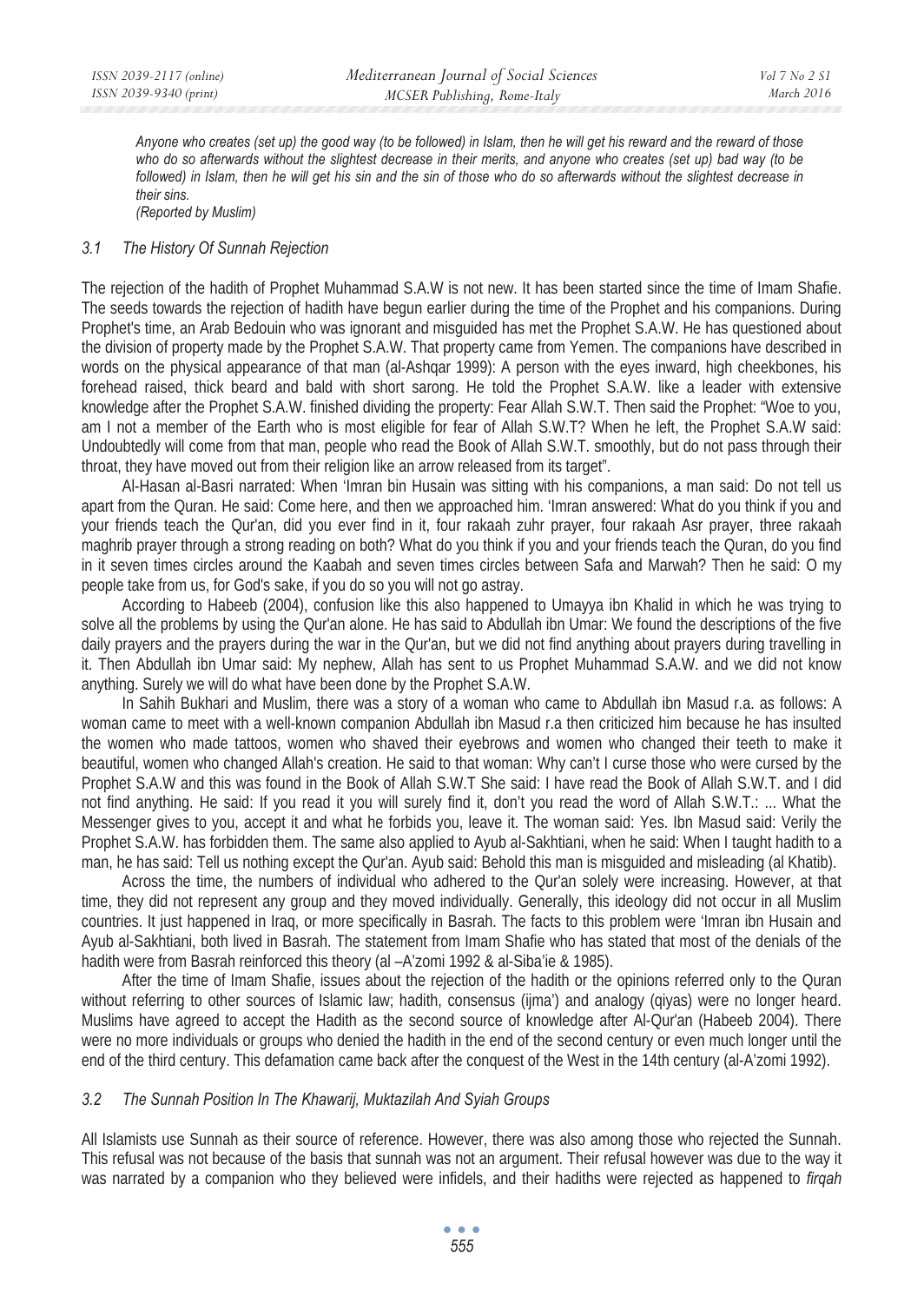*Anyone who creates (set up) the good way (to be followed) in Islam, then he will get his reward and the reward of those who do so afterwards without the slightest decrease in their merits, and anyone who creates (set up) bad way (to be followed) in Islam, then he will get his sin and the sin of those who do so afterwards without the slightest decrease in their sins.*
*(Reported by Muslim)*

### *3.1 The History Of Sunnah Rejection*

The rejection of the hadith of Prophet Muhammad S.A.W is not new. It has been started since the time of Imam Shafie. The seeds towards the rejection of hadith have begun earlier during the time of the Prophet and his companions. During Prophet's time, an Arab Bedouin who was ignorant and misguided has met the Prophet S.A.W. He has questioned about the division of property made by the Prophet S.A.W. That property came from Yemen. The companions have described in words on the physical appearance of that man (al-Ashqar 1999): A person with the eyes inward, high cheekbones, his forehead raised, thick beard and bald with short sarong. He told the Prophet S.A.W. like a leader with extensive knowledge after the Prophet S.A.W. finished dividing the property: Fear Allah S.W.T. Then said the Prophet: "Woe to you, am I not a member of the Earth who is most eligible for fear of Allah S.W.T? When he left, the Prophet S.A.W said: Undoubtedly will come from that man, people who read the Book of Allah S.W.T. smoothly, but do not pass through their throat, they have moved out from their religion like an arrow released from its target".

Al-Hasan al-Basri narrated: When 'Imran bin Husain was sitting with his companions, a man said: Do not tell us apart from the Quran. He said: Come here, and then we approached him. 'Imran answered: What do you think if you and your friends teach the Qur'an, did you ever find in it, four rakaah zuhr prayer, four rakaah Asr prayer, three rakaah maghrib prayer through a strong reading on both? What do you think if you and your friends teach the Quran, do you find in it seven times circles around the Kaabah and seven times circles between Safa and Marwah? Then he said: O my people take from us, for God's sake, if you do so you will not go astray.

According to Habeeb (2004), confusion like this also happened to Umayya ibn Khalid in which he was trying to solve all the problems by using the Qur'an alone. He has said to Abdullah ibn Umar: We found the descriptions of the five daily prayers and the prayers during the war in the Qur'an, but we did not find anything about prayers during travelling in it. Then Abdullah ibn Umar said: My nephew, Allah has sent to us Prophet Muhammad S.A.W. and we did not know anything. Surely we will do what have been done by the Prophet S.A.W.

In Sahih Bukhari and Muslim, there was a story of a woman who came to Abdullah ibn Masud r.a. as follows: A woman came to meet with a well-known companion Abdullah ibn Masud r.a then criticized him because he has insulted the women who made tattoos, women who shaved their eyebrows and women who changed their teeth to make it beautiful, women who changed Allah's creation. He said to that woman: Why can't I curse those who were cursed by the Prophet S.A.W and this was found in the Book of Allah S.W.T She said: I have read the Book of Allah S.W.T. and I did not find anything. He said: If you read it you will surely find it, don't you read the word of Allah S.W.T.: ... What the Messenger gives to you, accept it and what he forbids you, leave it. The woman said: Yes. Ibn Masud said: Verily the Prophet S.A.W. has forbidden them. The same also applied to Ayub al-Sakhtiani, when he said: When I taught hadith to a man, he has said: Tell us nothing except the Qur'an. Ayub said: Behold this man is misguided and misleading (al Khatib).

Across the time, the numbers of individual who adhered to the Qur'an solely were increasing. However, at that time, they did not represent any group and they moved individually. Generally, this ideology did not occur in all Muslim countries. It just happened in Iraq, or more specifically in Basrah. The facts to this problem were 'Imran ibn Husain and Ayub al-Sakhtiani, both lived in Basrah. The statement from Imam Shafie who has stated that most of the denials of the hadith were from Basrah reinforced this theory (al –A'zomi 1992 & al-Siba'ie & 1985).

After the time of Imam Shafie, issues about the rejection of the hadith or the opinions referred only to the Quran without referring to other sources of Islamic law; hadith, consensus (ijma') and analogy (qiyas) were no longer heard. Muslims have agreed to accept the Hadith as the second source of knowledge after Al-Qur'an (Habeeb 2004). There were no more individuals or groups who denied the hadith in the end of the second century or even much longer until the end of the third century. This defamation came back after the conquest of the West in the 14th century (al-A'zomi 1992).

### *3.2 The Sunnah Position In The Khawarij, Muktazilah And Syiah Groups*

All Islamists use Sunnah as their source of reference. However, there was also among those who rejected the Sunnah. This refusal was not because of the basis that sunnah was not an argument. Their refusal however was due to the way it was narrated by a companion who they believed were infidels, and their hadiths were rejected as happened to *firqah*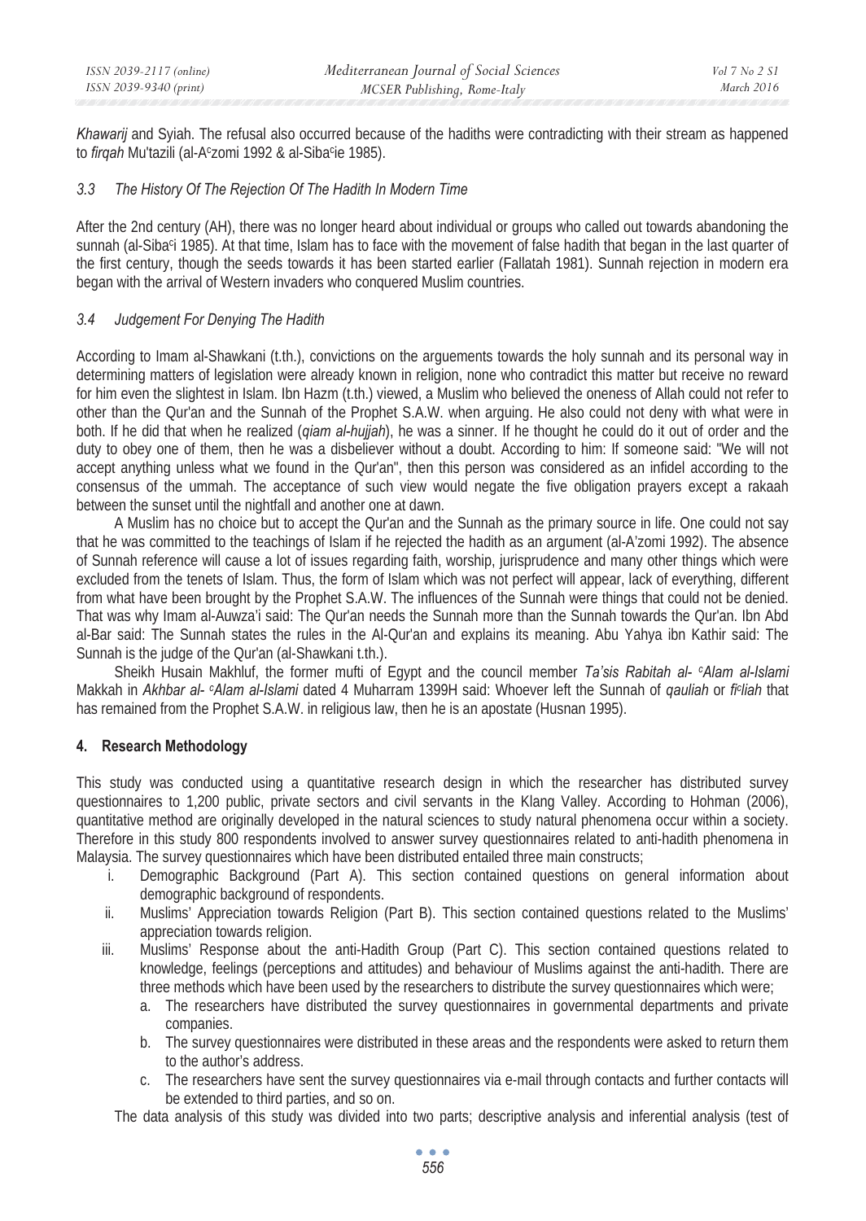*Khawarij* and Syiah. The refusal also occurred because of the hadiths were contradicting with their stream as happened to *firqah* Mu'tazili (al-Aᶜzomi 1992 & al-Sibaᶜie 1985).

### 3.3 The History Of The Rejection Of The Hadith In Modern Time

After the 2nd century (AH), there was no longer heard about individual or groups who called out towards abandoning the sunnah (al-Sibaᶜi 1985). At that time, Islam has to face with the movement of false hadith that began in the last quarter of the first century, though the seeds towards it has been started earlier (Fallatah 1981). Sunnah rejection in modern era began with the arrival of Western invaders who conquered Muslim countries.

### 3.4 Judgement For Denying The Hadith

According to Imam al-Shawkani (t.th.), convictions on the arguements towards the holy sunnah and its personal way in determining matters of legislation were already known in religion, none who contradict this matter but receive no reward for him even the slightest in Islam. Ibn Hazm (t.th.) viewed, a Muslim who believed the oneness of Allah could not refer to other than the Qur'an and the Sunnah of the Prophet S.A.W. when arguing. He also could not deny with what were in both. If he did that when he realized (*qiam al-hujjah*), he was a sinner. If he thought he could do it out of order and the duty to obey one of them, then he was a disbeliever without a doubt. According to him: If someone said: "We will not accept anything unless what we found in the Qur'an", then this person was considered as an infidel according to the consensus of the ummah. The acceptance of such view would negate the five obligation prayers except a rakaah between the sunset until the nightfall and another one at dawn.

A Muslim has no choice but to accept the Qur'an and the Sunnah as the primary source in life. One could not say that he was committed to the teachings of Islam if he rejected the hadith as an argument (al-A'zomi 1992). The absence of Sunnah reference will cause a lot of issues regarding faith, worship, jurisprudence and many other things which were excluded from the tenets of Islam. Thus, the form of Islam which was not perfect will appear, lack of everything, different from what have been brought by the Prophet S.A.W. The influences of the Sunnah were things that could not be denied. That was why Imam al-Auwza'i said: The Qur'an needs the Sunnah more than the Sunnah towards the Qur'an. Ibn Abd al-Bar said: The Sunnah states the rules in the Al-Qur'an and explains its meaning. Abu Yahya ibn Kathir said: The Sunnah is the judge of the Qur'an (al-Shawkani t.th.).

Sheikh Husain Makhluf, the former mufti of Egypt and the council member *Ta'sis Rabitah al- ᶜAlam al-Islami* Makkah in *Akhbar al- ᶜAlam al-Islami* dated 4 Muharram 1399H said: Whoever left the Sunnah of *qauliah* or *fiᶜliah* that has remained from the Prophet S.A.W. in religious law, then he is an apostate (Husnan 1995).

## 4. Research Methodology

This study was conducted using a quantitative research design in which the researcher has distributed survey questionnaires to 1,200 public, private sectors and civil servants in the Klang Valley. According to Hohman (2006), quantitative method are originally developed in the natural sciences to study natural phenomena occur within a society. Therefore in this study 800 respondents involved to answer survey questionnaires related to anti-hadith phenomena in Malaysia. The survey questionnaires which have been distributed entailed three main constructs;

i. Demographic Background (Part A). This section contained questions on general information about demographic background of respondents.
ii. Muslims' Appreciation towards Religion (Part B). This section contained questions related to the Muslims' appreciation towards religion.
iii. Muslims' Response about the anti-Hadith Group (Part C). This section contained questions related to knowledge, feelings (perceptions and attitudes) and behaviour of Muslims against the anti-hadith. There are three methods which have been used by the researchers to distribute the survey questionnaires which were;
    a. The researchers have distributed the survey questionnaires in governmental departments and private companies.
    b. The survey questionnaires were distributed in these areas and the respondents were asked to return them to the author's address.
    c. The researchers have sent the survey questionnaires via e-mail through contacts and further contacts will be extended to third parties, and so on.

The data analysis of this study was divided into two parts; descriptive analysis and inferential analysis (test of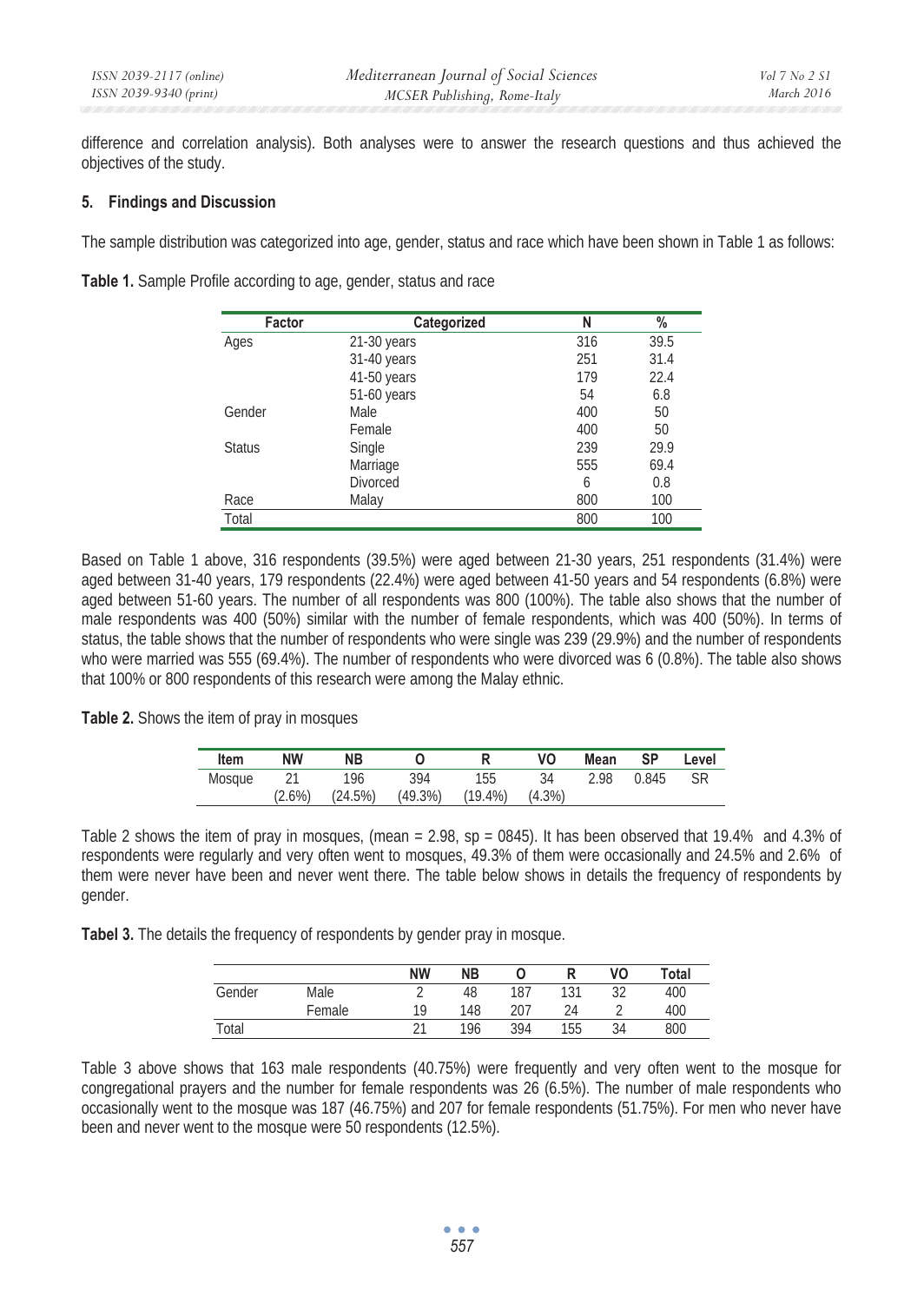difference and correlation analysis). Both analyses were to answer the research questions and thus achieved the objectives of the study.

## 5. Findings and Discussion

The sample distribution was categorized into age, gender, status and race which have been shown in Table 1 as follows:

**Table 1.** Sample Profile according to age, gender, status and race

| Factor | Categorized | N | % |
|---|---|---|---|
| Ages | 21-30 years | 316 | 39.5 |
| | 31-40 years | 251 | 31.4 |
| | 41-50 years | 179 | 22.4 |
| | 51-60 years | 54 | 6.8 |
| Gender | Male | 400 | 50 |
| | Female | 400 | 50 |
| Status | Single | 239 | 29.9 |
| | Marriage | 555 | 69.4 |
| | Divorced | 6 | 0.8 |
| Race | Malay | 800 | 100 |
| Total | | 800 | 100 |

Based on Table 1 above, 316 respondents (39.5%) were aged between 21-30 years, 251 respondents (31.4%) were aged between 31-40 years, 179 respondents (22.4%) were aged between 41-50 years and 54 respondents (6.8%) were aged between 51-60 years. The number of all respondents was 800 (100%). The table also shows that the number of male respondents was 400 (50%) similar with the number of female respondents, which was 400 (50%). In terms of status, the table shows that the number of respondents who were single was 239 (29.9%) and the number of respondents who were married was 555 (69.4%). The number of respondents who were divorced was 6 (0.8%). The table also shows that 100% or 800 respondents of this research were among the Malay ethnic.

**Table 2.** Shows the item of pray in mosques

| Item | NW | NB | O | R | VO | Mean | SP | Level |
|---|---|---|---|---|---|---|---|---|
| Mosque | 21 (2.6%) | 196 (24.5%) | 394 (49.3%) | 155 (19.4%) | 34 (4.3%) | 2.98 | 0.845 | SR |

Table 2 shows the item of pray in mosques, (mean = 2.98, sp = 0845). It has been observed that 19.4% and 4.3% of respondents were regularly and very often went to mosques, 49.3% of them were occasionally and 24.5% and 2.6% of them were never have been and never went there. The table below shows in details the frequency of respondents by gender.

**Tabel 3.** The details the frequency of respondents by gender pray in mosque.

| | | NW | NB | O | R | VO | Total |
|---|---|---|---|---|---|---|---|
| Gender | Male | 2 | 48 | 187 | 131 | 32 | 400 |
| | Female | 19 | 148 | 207 | 24 | 2 | 400 |
| Total | | 21 | 196 | 394 | 155 | 34 | 800 |

Table 3 above shows that 163 male respondents (40.75%) were frequently and very often went to the mosque for congregational prayers and the number for female respondents was 26 (6.5%). The number of male respondents who occasionally went to the mosque was 187 (46.75%) and 207 for female respondents (51.75%). For men who never have been and never went to the mosque were 50 respondents (12.5%).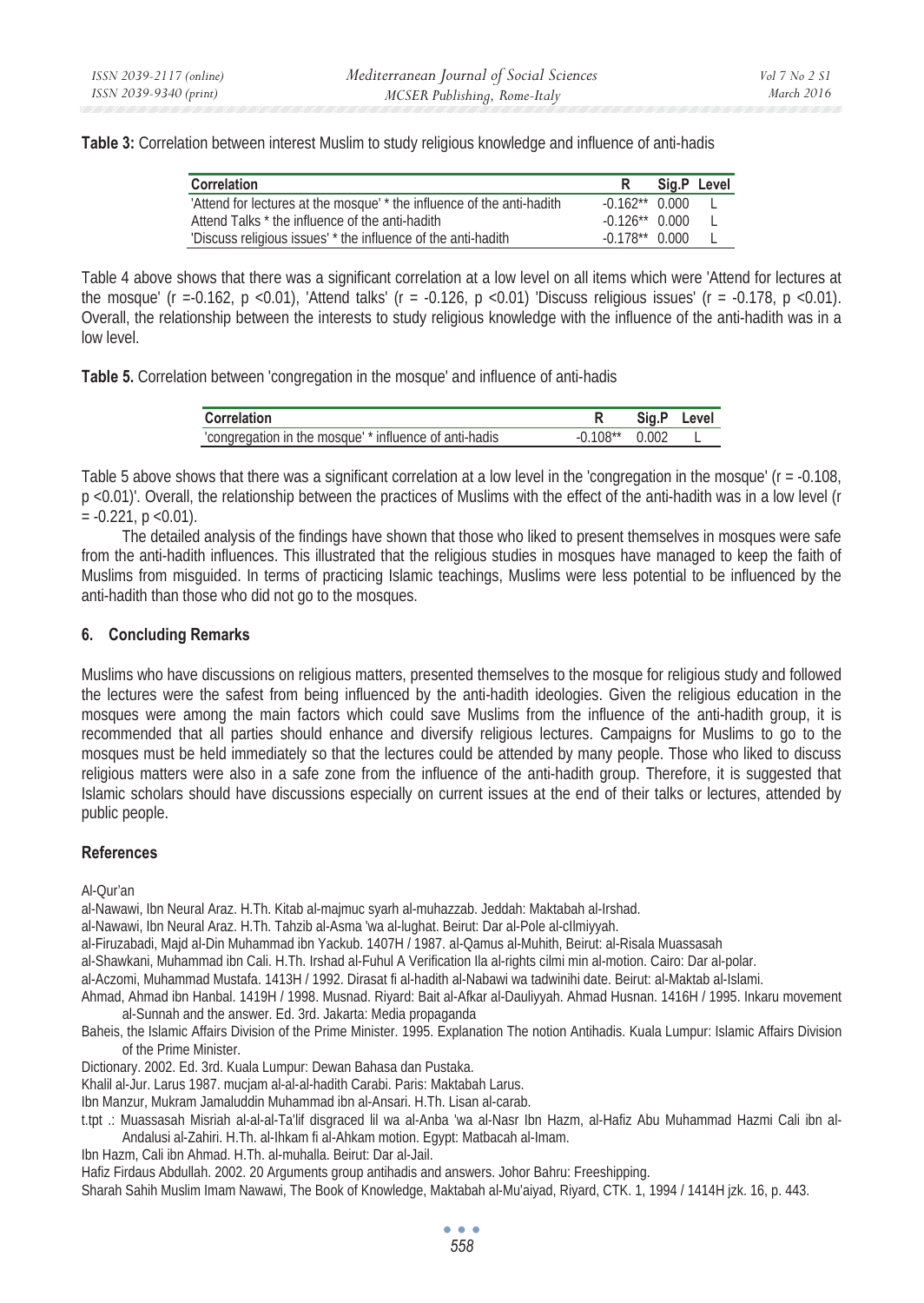**Table 3:** Correlation between interest Muslim to study religious knowledge and influence of anti-hadis

| Correlation | R | Sig.P | Level |
|---|---|---|---|
| 'Attend for lectures at the mosque' * the influence of the anti-hadith | -0.162** | 0.000 | L |
| Attend Talks * the influence of the anti-hadith | -0.126** | 0.000 | L |
| 'Discuss religious issues' * the influence of the anti-hadith | -0.178** | 0.000 | L |

Table 4 above shows that there was a significant correlation at a low level on all items which were 'Attend for lectures at the mosque' ($r = -0.162$, $p < 0.01$), 'Attend talks' ($r = -0.126$, $p < 0.01$) 'Discuss religious issues' ($r = -0.178$, $p < 0.01$). Overall, the relationship between the interests to study religious knowledge with the influence of the anti-hadith was in a low level.

**Table 5.** Correlation between 'congregation in the mosque' and influence of anti-hadis

| Correlation | R | Sig.P | Level |
|---|---|---|---|
| 'congregation in the mosque' * influence of anti-hadis | -0.108** | 0.002 | L |

Table 5 above shows that there was a significant correlation at a low level in the 'congregation in the mosque' ($r = -0.108$, $p < 0.01$)'. Overall, the relationship between the practices of Muslims with the effect of the anti-hadith was in a low level ($r = -0.221$, $p < 0.01$).

The detailed analysis of the findings have shown that those who liked to present themselves in mosques were safe from the anti-hadith influences. This illustrated that the religious studies in mosques have managed to keep the faith of Muslims from misguided. In terms of practicing Islamic teachings, Muslims were less potential to be influenced by the anti-hadith than those who did not go to the mosques.

## 6. Concluding Remarks

Muslims who have discussions on religious matters, presented themselves to the mosque for religious study and followed the lectures were the safest from being influenced by the anti-hadith ideologies. Given the religious education in the mosques were among the main factors which could save Muslims from the influence of the anti-hadith group, it is recommended that all parties should enhance and diversify religious lectures. Campaigns for Muslims to go to the mosques must be held immediately so that the lectures could be attended by many people. Those who liked to discuss religious matters were also in a safe zone from the influence of the anti-hadith group. Therefore, it is suggested that Islamic scholars should have discussions especially on current issues at the end of their talks or lectures, attended by public people.

## References

Al-Qur'an

al-Nawawi, Ibn Neural Araz. H.Th. Kitab al-majmuc syarh al-muhazzab. Jeddah: Maktabah al-Irshad.

al-Nawawi, Ibn Neural Araz. H.Th. Tahzib al-Asma 'wa al-lughat. Beirut: Dar al-Pole al-cIlmiyyah.

al-Firuzabadi, Majd al-Din Muhammad ibn Yackub. 1407H / 1987. al-Qamus al-Muhith, Beirut: al-Risala Muassasah

al-Shawkani, Muhammad ibn Cali. H.Th. Irshad al-Fuhul A Verification Ila al-rights cilmi min al-motion. Cairo: Dar al-polar.

al-Aczomi, Muhammad Mustafa. 1413H / 1992. Dirasat fi al-hadith al-Nabawi wa tadwinihi date. Beirut: al-Maktab al-Islami.

Ahmad, Ahmad ibn Hanbal. 1419H / 1998. Musnad. Riyard: Bait al-Afkar al-Dauliyyah. Ahmad Husnan. 1416H / 1995. Inkaru movement al-Sunnah and the answer. Ed. 3rd. Jakarta: Media propaganda

Baheis, the Islamic Affairs Division of the Prime Minister. 1995. Explanation The notion Antihadis. Kuala Lumpur: Islamic Affairs Division of the Prime Minister.

Dictionary. 2002. Ed. 3rd. Kuala Lumpur: Dewan Bahasa dan Pustaka.

Khalil al-Jur. Larus 1987. mucjam al-al-al-hadith Carabi. Paris: Maktabah Larus.

Ibn Manzur, Mukram Jamaluddin Muhammad ibn al-Ansari. H.Th. Lisan al-carab.

t.tpt .: Muassasah Misriah al-al-al-Ta'lif disgraced lil wa al-Anba 'wa al-Nasr Ibn Hazm, al-Hafiz Abu Muhammad Hazmi Cali ibn al-Andalusi al-Zahiri. H.Th. al-Ihkam fi al-Ahkam motion. Egypt: Matbacah al-Imam.

Ibn Hazm, Cali ibn Ahmad. H.Th. al-muhalla. Beirut: Dar al-Jail.

Hafiz Firdaus Abdullah. 2002. 20 Arguments group antihadis and answers. Johor Bahru: Freeshipping.

Sharah Sahih Muslim Imam Nawawi, The Book of Knowledge, Maktabah al-Mu'aiyad, Riyard, CTK. 1, 1994 / 1414H jzk. 16, p. 443.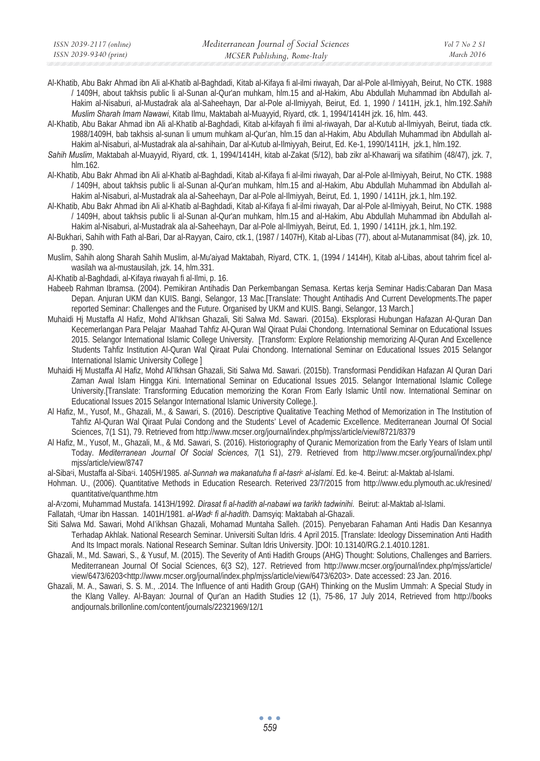Al-Khatib, Abu Bakr Ahmad ibn Ali al-Khatib al-Baghdadi, Kitab al-Kifaya fi al-ilmi riwayah, Dar al-Pole al-Ilmiyyah, Beirut, No CTK. 1988 / 1409H, about takhsis public li al-Sunan al-Qur'an muhkam, hlm.15 and al-Hakim, Abu Abdullah Muhammad ibn Abdullah al-Hakim al-Nisaburi, al-Mustadrak ala al-Saheehayn, Dar al-Pole al-Ilmiyyah, Beirut, Ed. 1, 1990 / 1411H, jzk.1, hlm.192.*Sahih Muslim Sharah Imam Nawawi*, Kitab Ilmu, Maktabah al-Muayyid, Riyard, ctk. 1, 1994/1414H jzk. 16, hlm. 443.

Al-Khatib, Abu Bakar Ahmad ibn Ali al-Khatib al-Baghdadi, Kitab al-kifayah fi ilmi al-riwayah, Dar al-Kutub al-Ilmiyyah, Beirut, tiada ctk. 1988/1409H, bab takhsis al-sunan li umum muhkam al-Qur'an, hlm.15 dan al-Hakim, Abu Abdullah Muhammad ibn Abdullah al-Hakim al-Nisaburi, al-Mustadrak ala al-sahihain, Dar al-Kutub al-Ilmiyyah, Beirut, Ed. Ke-1, 1990/1411H, jzk.1, hlm.192.

*Sahih Muslim*, Maktabah al-Muayyid, Riyard, ctk. 1, 1994/1414H, kitab al-Zakat (5/12), bab zikr al-Khawarij wa sifatihim (48/47), jzk. 7, hlm.162.

Al-Khatib, Abu Bakr Ahmad ibn Ali al-Khatib al-Baghdadi, Kitab al-Kifaya fi al-ilmi riwayah, Dar al-Pole al-Ilmiyyah, Beirut, No CTK. 1988 / 1409H, about takhsis public li al-Sunan al-Qur'an muhkam, hlm.15 and al-Hakim, Abu Abdullah Muhammad ibn Abdullah al-Hakim al-Nisaburi, al-Mustadrak ala al-Saheehayn, Dar al-Pole al-Ilmiyyah, Beirut, Ed. 1, 1990 / 1411H, jzk.1, hlm.192.

Al-Khatib, Abu Bakr Ahmad ibn Ali al-Khatib al-Baghdadi, Kitab al-Kifaya fi al-ilmi riwayah, Dar al-Pole al-Ilmiyyah, Beirut, No CTK. 1988 / 1409H, about takhsis public li al-Sunan al-Qur'an muhkam, hlm.15 and al-Hakim, Abu Abdullah Muhammad ibn Abdullah al-Hakim al-Nisaburi, al-Mustadrak ala al-Saheehayn, Dar al-Pole al-Ilmiyyah, Beirut, Ed. 1, 1990 / 1411H, jzk.1, hlm.192.

Al-Bukhari, Sahih with Fath al-Bari, Dar al-Rayyan, Cairo, ctk.1, (1987 / 1407H), Kitab al-Libas (77), about al-Mutanammisat (84), jzk. 10, p. 390.

Muslim, Sahih along Sharah Sahih Muslim, al-Mu'aiyad Maktabah, Riyard, CTK. 1, (1994 / 1414H), Kitab al-Libas, about tahrim ficel al-wasilah wa al-mustausilah, jzk. 14, hlm.331.

Al-Khatib al-Baghdadi, al-Kifaya riwayah fi al-Ilmi, p. 16.

Habeeb Rahman Ibramsa. (2004). Pemikiran Antihadis Dan Perkembangan Semasa. Kertas kerja Seminar Hadis:Cabaran Dan Masa Depan. Anjuran UKM dan KUIS. Bangi, Selangor, 13 Mac.[Translate: Thought Antihadis And Current Developments.The paper reported Seminar: Challenges and the Future. Organised by UKM and KUIS. Bangi, Selangor, 13 March.]

Muhaidi Hj Mustaffa Al Hafiz, Mohd Al'Ikhsan Ghazali, Siti Salwa Md. Sawari. (2015a). Eksplorasi Hubungan Hafazan Al-Quran Dan Kecemerlangan Para Pelajar Maahad Tahfiz Al-Quran Wal Qiraat Pulai Chondong. International Seminar on Educational Issues 2015. Selangor International Islamic College University. [Transform: Explore Relationship memorizing Al-Quran And Excellence Students Tahfiz Institution Al-Quran Wal Qiraat Pulai Chondong. International Seminar on Educational Issues 2015 Selangor International Islamic University College ]

Muhaidi Hj Mustaffa Al Hafiz, Mohd Al'Ikhsan Ghazali, Siti Salwa Md. Sawari. (2015b). Transformasi Pendidikan Hafazan Al Quran Dari Zaman Awal Islam Hingga Kini. International Seminar on Educational Issues 2015. Selangor International Islamic College University.[Translate: Transforming Education memorizing the Koran From Early Islamic Until now. International Seminar on Educational Issues 2015 Selangor International Islamic University College.].

Al Hafiz, M., Yusof, M., Ghazali, M., & Sawari, S. (2016). Descriptive Qualitative Teaching Method of Memorization in The Institution of Tahfiz Al-Quran Wal Qiraat Pulai Condong and the Students' Level of Academic Excellence. Mediterranean Journal Of Social Sciences, 7(1 S1), 79. Retrieved from http://www.mcser.org/journal/index.php/mjss/article/view/8721/8379

Al Hafiz, M., Yusof, M., Ghazali, M., & Md. Sawari, S. (2016). Historiography of Quranic Memorization from the Early Years of Islam until Today. *Mediterranean Journal Of Social Sciences, 7*(1 S1), 279. Retrieved from http://www.mcser.org/journal/index.php/mjss/article/view/8747

al-Sibaᶜi, Mustaffa al-Sibaᶜi. 1405H/1985. *al-Sunnah wa makanatuha fi al-tasriᶜ al-islami*. Ed. ke-4. Beirut: al-Maktab al-Islami.

Hohman. U., (2006). Quantitative Methods in Education Research. Reterived 23/7/2015 from http://www.edu.plymouth.ac.uk/resined/quantitative/quanthme.htm

al-Aᶜzomi, Muhammad Mustafa. 1413H/1992. *Dirasat fi al-hadith al-nabawi wa tarikh tadwinihi*. Beirut: al-Maktab al-Islami.

Fallatah, ᶜUmar ibn Hassan. 1401H/1981. *al-Wadᶜ fi al-hadith.* Damsyiq: Maktabah al-Ghazali.

Siti Salwa Md. Sawari, Mohd Al'ikhsan Ghazali, Mohamad Muntaha Salleh. (2015). Penyebaran Fahaman Anti Hadis Dan Kesannya Terhadap Akhlak. National Research Seminar. Universiti Sultan Idris. 4 April 2015. [Translate: Ideology Dissemination Anti Hadith And Its Impact morals. National Research Seminar. Sultan Idris University. ]DOI: 10.13140/RG.2.1.4010.1281.

Ghazali, M., Md. Sawari, S., & Yusuf, M. (2015). The Severity of Anti Hadith Groups (AHG) Thought: Solutions, Challenges and Barriers. Mediterranean Journal Of Social Sciences, 6(3 S2), 127. Retrieved from http://www.mcser.org/journal/index.php/mjss/article/view/6473/6203<http://www.mcser.org/journal/index.php/mjss/article/view/6473/6203>. Date accessed: 23 Jan. 2016.

Ghazali, M. A., Sawari, S. S. M., .2014. The Influence of anti Hadith Group (GAH) Thinking on the Muslim Ummah: A Special Study in the Klang Valley. Al-Bayan: Journal of Qur'an an Hadith Studies 12 (1), 75-86, 17 July 2014, Retrieved from http://books andjournals.brillonline.com/content/journals/22321969/12/1